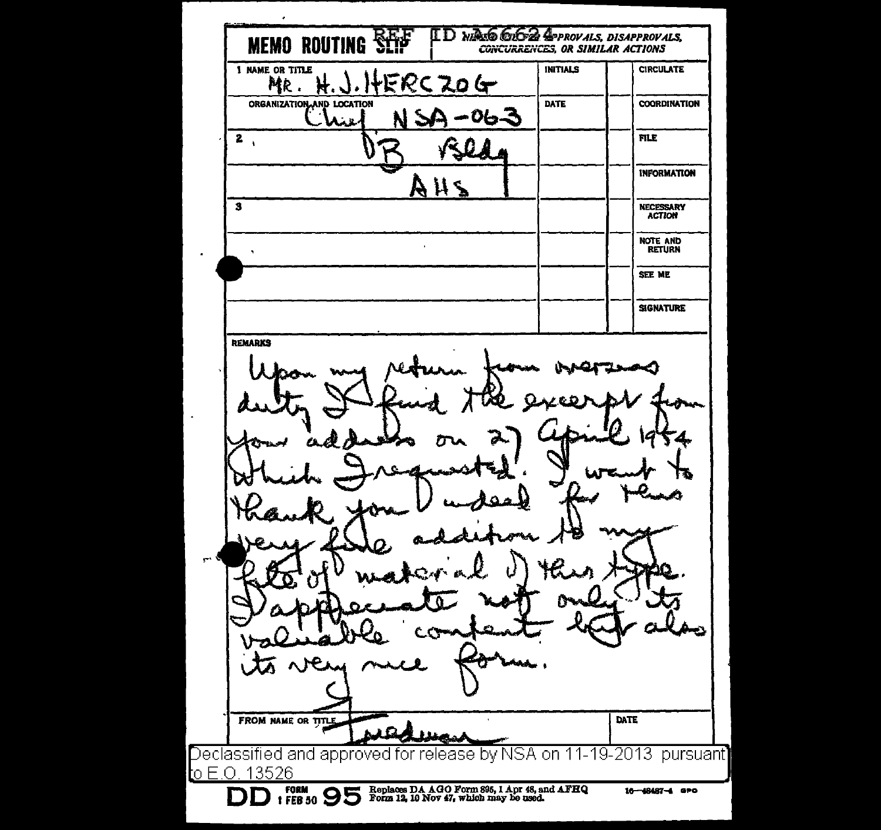REF ID:A66624

**MEMO ROUTING SLIP**

NEVER USE FOR APPROVALS, DISAPPROVALS, CONCURRENCES, OR SIMILAR ACTIONS

| NAME OR TITLE | INITIALS | | CIRCULATE |
|---|---|---|---|
| 1 MR. H. J. HERCZOG | | | |
| ORGANIZATION AND LOCATION: Chief NSA-063 | DATE | | COORDINATION |
| 2 "B" Bldg | | | FILE |
| AHS | | | INFORMATION |
| 3 | | | NECESSARY ACTION |
| | | | NOTE AND RETURN |
| | | | SEE ME |
| | | | SIGNATURE |

**REMARKS**

Upon my return from overseas duty I find the excerpt from your address on 27 April 1954 which I requested. I want to thank you indeed for this very fine addition to my file of material of this type. I appreciate not only its valuable content but also its very nice form.

FROM NAME OR TITLE: Friedman

DATE:

Declassified and approved for release by NSA on 11-19-2013 pursuant to E.O. 13526

DD FORM 1 FEB 50 95 Replaces DA AGO Form 895, 1 Apr 48, and AFHQ Form 12, 10 Nov 47, which may be used. 16—48487-4 GPO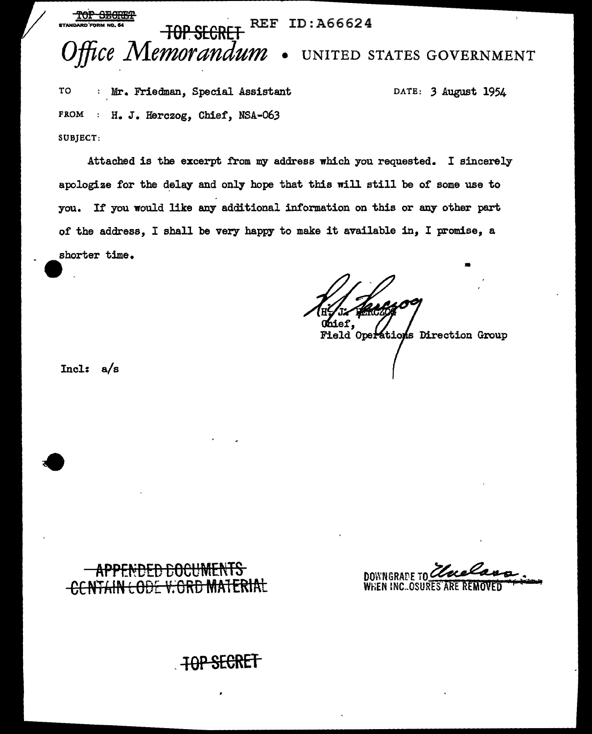TOP SECRET
STANDARD FORM NO. 64

TOP SECRET REF ID:A66624

# *Office Memorandum* • UNITED STATES GOVERNMENT

TO : Mr. Friedman, Special Assistant DATE: 3 August 1954

FROM : H. J. Herczog, Chief, NSA-063

SUBJECT:

Attached is the excerpt from my address which you requested. I sincerely apologize for the delay and only hope that this will still be of some use to you. If you would like any additional information on this or any other part of the address, I shall be very happy to make it available in, I promise, a shorter time.

H. J. HERCZOG
Chief,
Field Operations Direction Group

Incl: a/s

APPENDED DOCUMENTS CONTAIN CODE WORD MATERIAL

DOWNGRADE TO Unclass. WHEN INCLOSURES ARE REMOVED

TOP SECRET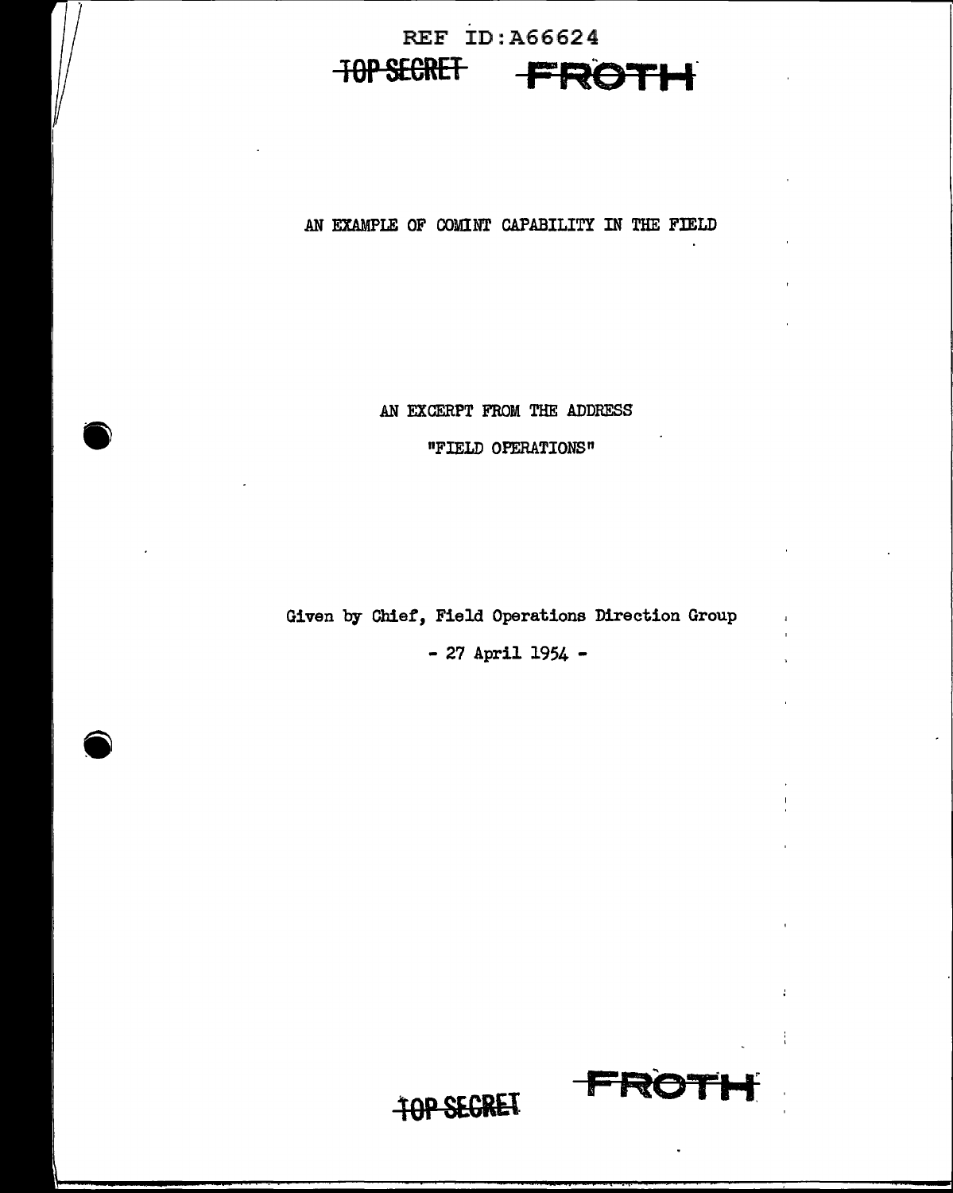# AN EXAMPLE OF COMINT CAPABILITY IN THE FIELD

AN EXCERPT FROM THE ADDRESS

"FIELD OPERATIONS"

Given by Chief, Field Operations Direction Group

- 27 April 1954 -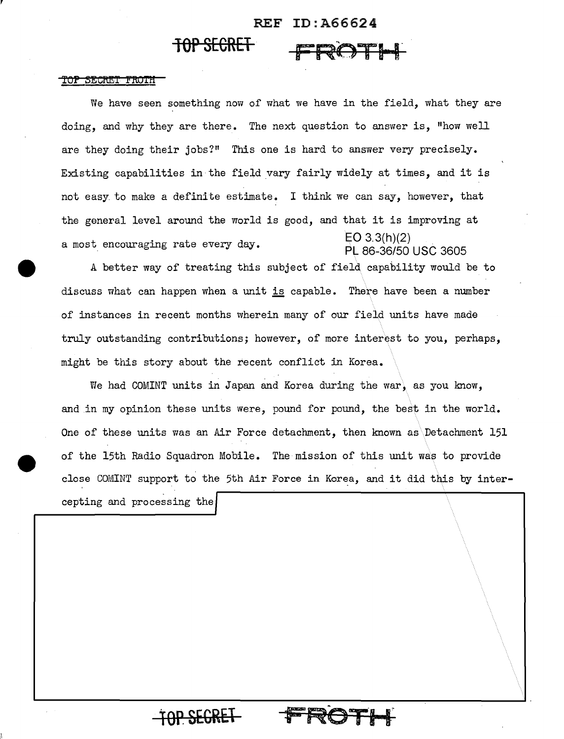TOP SECRET FROTH

We have seen something now of what we have in the field, what they are doing, and why they are there. The next question to answer is, "how well are they doing their jobs?" This one is hard to answer very precisely. Existing capabilities in the field vary fairly widely at times, and it is not easy to make a definite estimate. I think we can say, however, that the general level around the world is good, and that it is improving at a most encouraging rate every day.

EO 3.3(h)(2)
PL 86-36/50 USC 3605

A better way of treating this subject of field capability would be to discuss what can happen when a unit *is* capable. There have been a number of instances in recent months wherein many of our field units have made truly outstanding contributions; however, of more interest to you, perhaps, might be this story about the recent conflict in Korea.

We had COMINT units in Japan and Korea during the war, as you know, and in my opinion these units were, pound for pound, the best in the world. One of these units was an Air Force detachment, then known as Detachment 151 of the 15th Radio Squadron Mobile. The mission of this unit was to provide close COMINT support to the 5th Air Force in Korea, and it did this by intercepting and processing the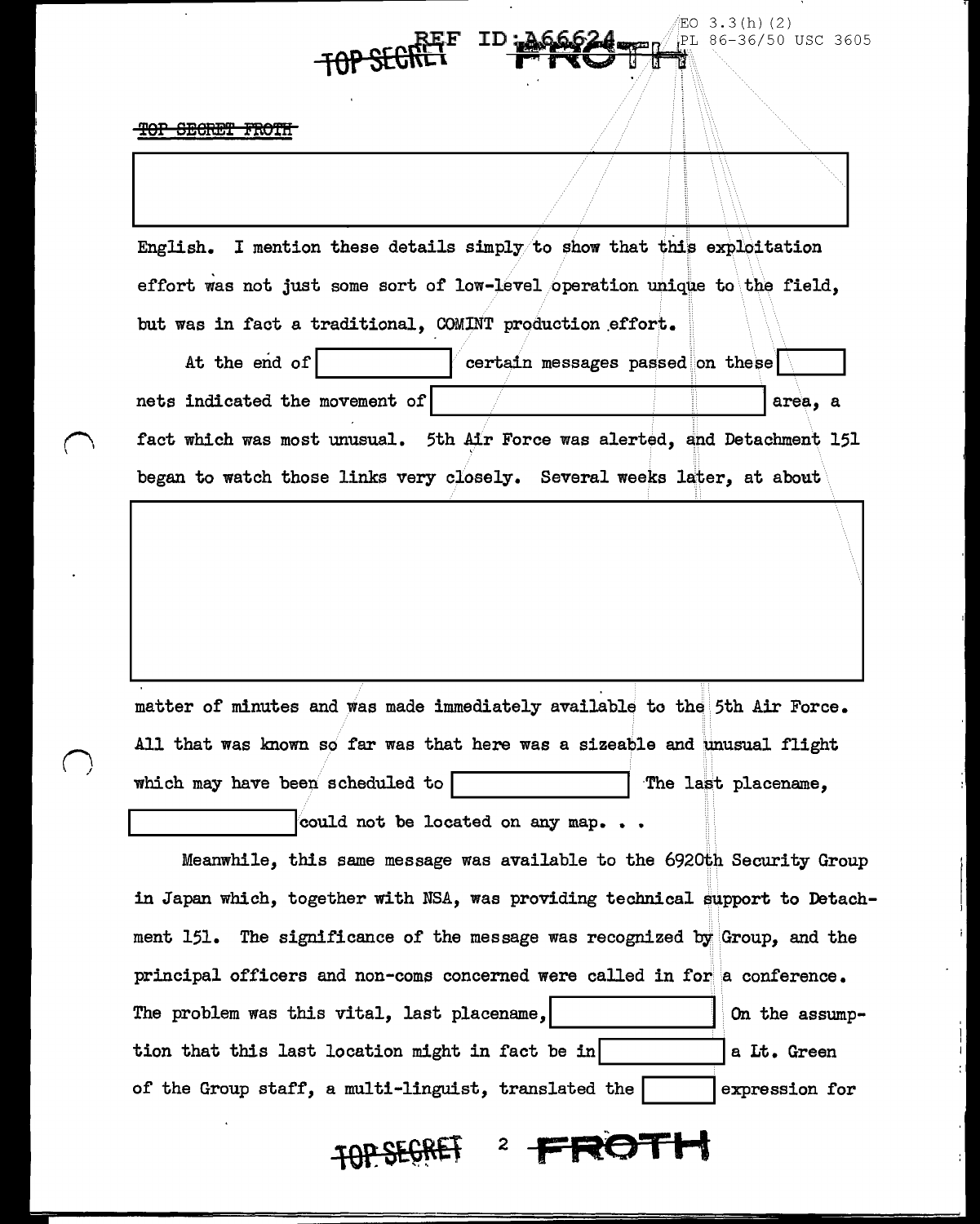TOP SECRET FROTH

English. I mention these details simply to show that this exploitation effort was not just some sort of low-level operation unique to the field, but was in fact a traditional, COMINT production effort.

At the end of [redacted] certain messages passed on these [redacted] nets indicated the movement of [redacted] area, a fact which was most unusual. 5th Air Force was alerted, and Detachment 151 began to watch those links very closely. Several weeks later, at about

[redacted]

matter of minutes and was made immediately available to the 5th Air Force. All that was known so far was that here was a sizeable and unusual flight which may have been scheduled to [redacted] The last placename, [redacted] could not be located on any map. . .

Meanwhile, this same message was available to the 6920th Security Group in Japan which, together with NSA, was providing technical support to Detachment 151. The significance of the message was recognized by Group, and the principal officers and non-coms concerned were called in for a conference. The problem was this vital, last placename, [redacted] On the assumption that this last location might in fact be in [redacted] a Lt. Green of the Group staff, a multi-linguist, translated the [redacted] expression for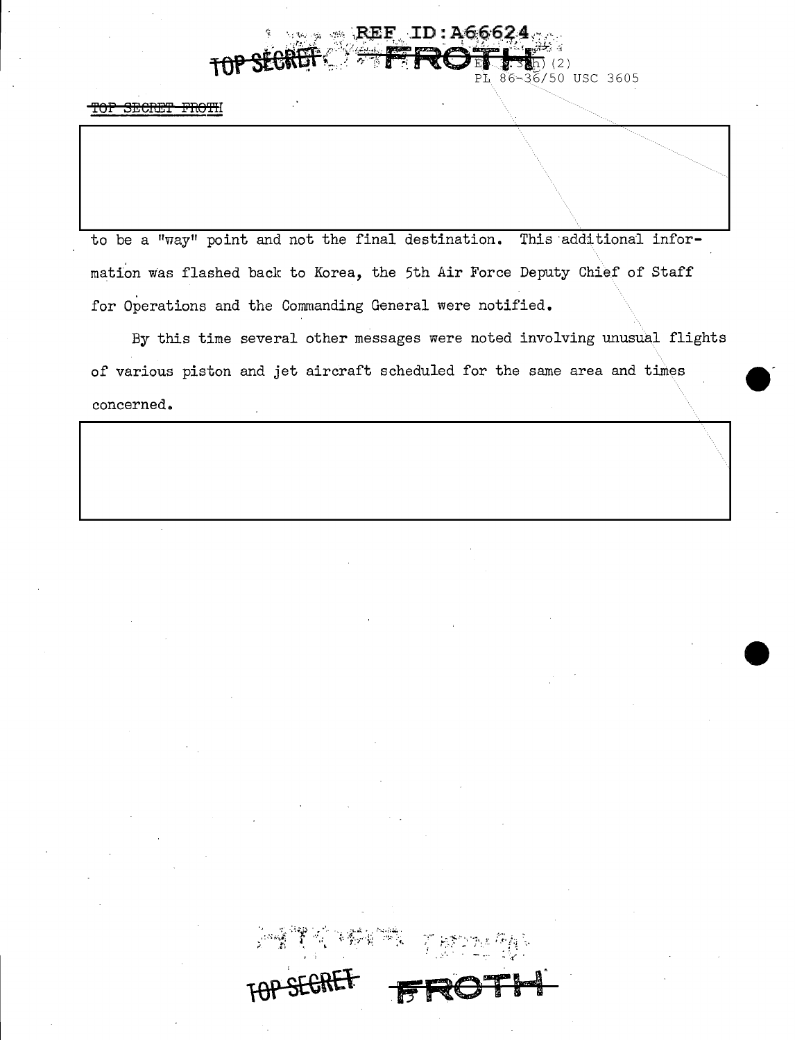TOP SECRET FROTH

to be a "way" point and not the final destination. This additional information was flashed back to Korea, the 5th Air Force Deputy Chief of Staff for Operations and the Commanding General were notified.

By this time several other messages were noted involving unusual flights of various piston and jet aircraft scheduled for the same area and times concerned.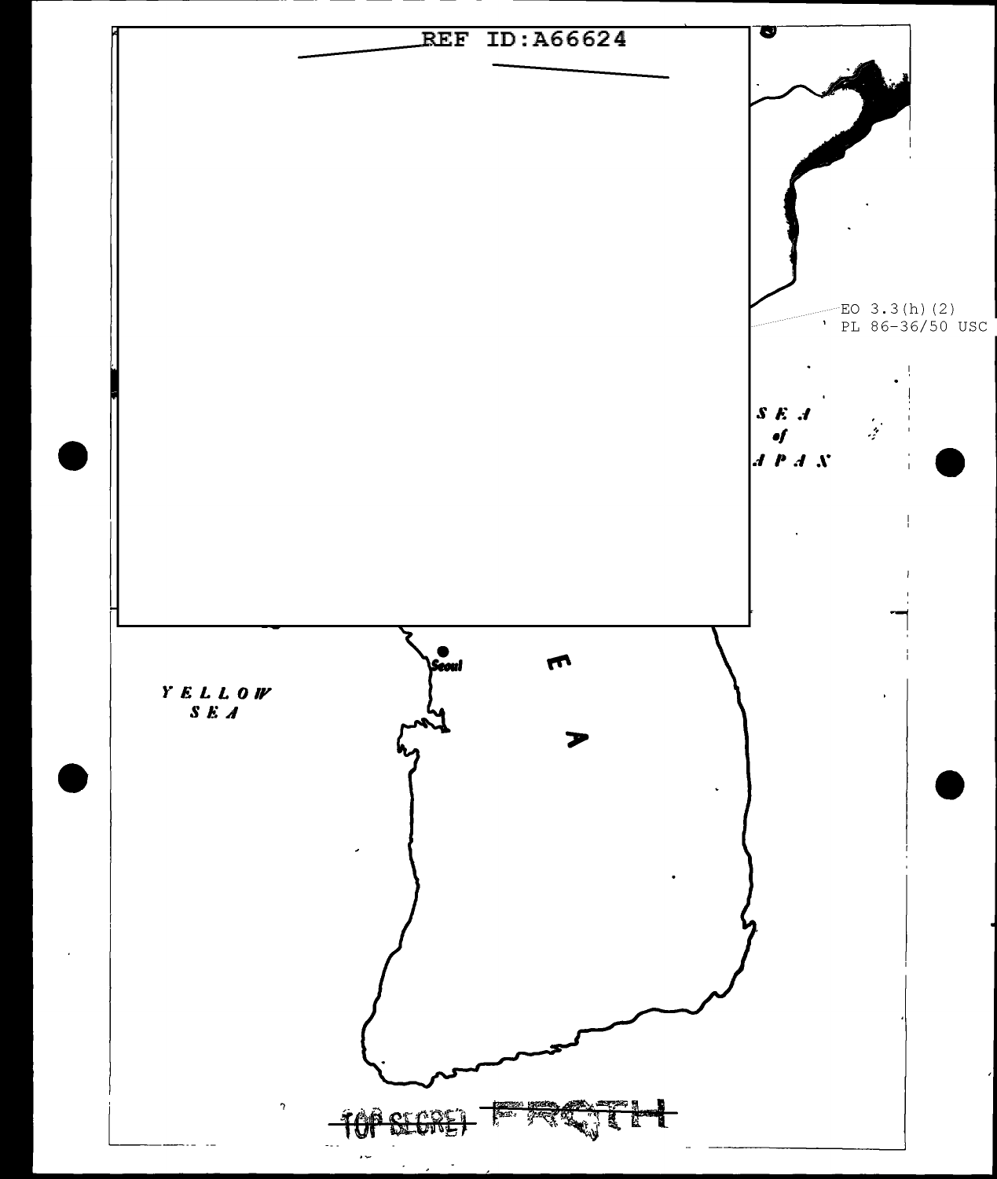REF ID:A66624

EO 3.3(h)(2)
PL 86-36/50 USC

SEA
of
JAPAN

Seoul

YELLOW
SEA

E
A

~~TOP SECRET~~ ~~FROTH~~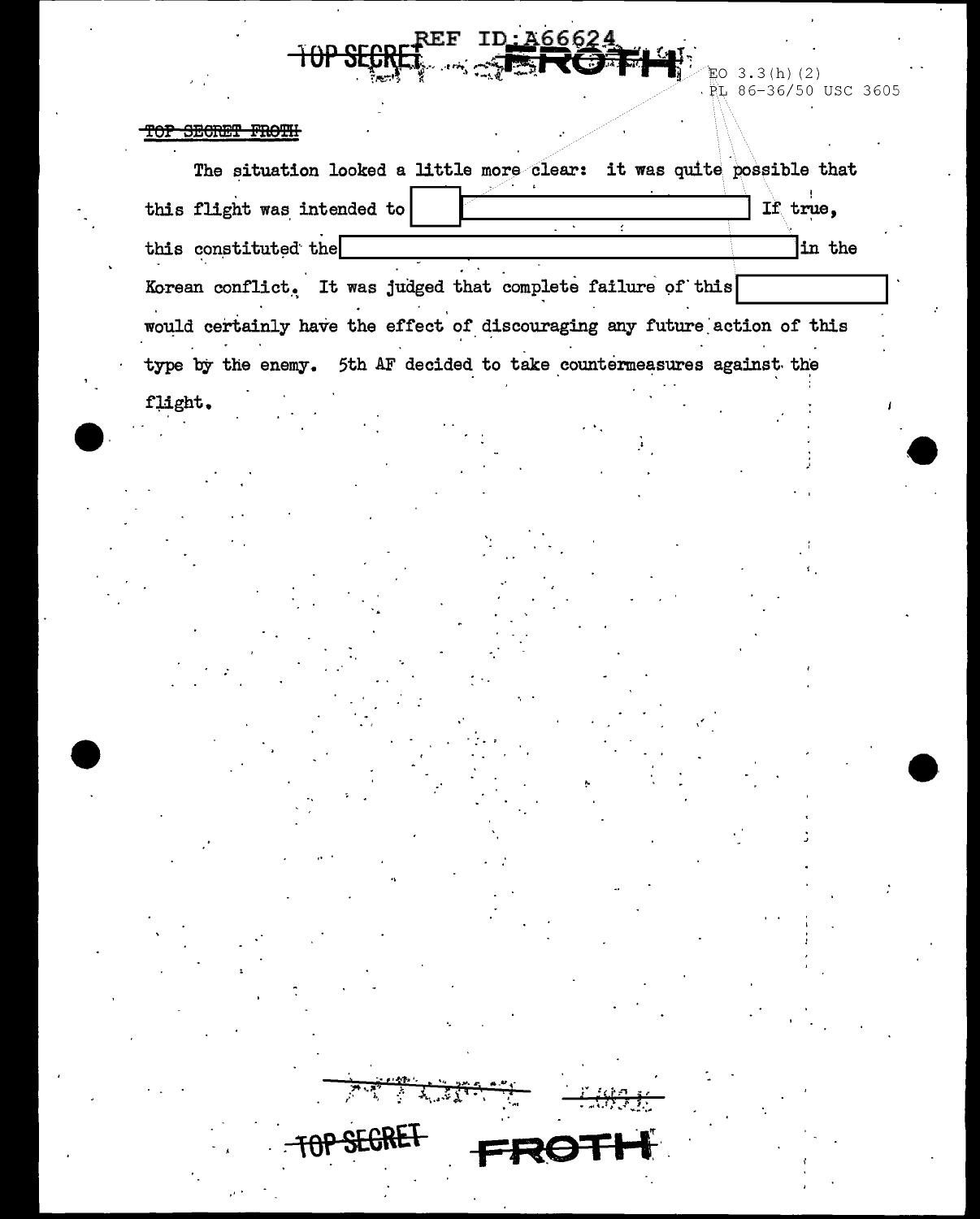TOP SECRET FROTH

The situation looked a little more clear: it was quite possible that this flight was intended to [redacted] If true, this constituted the [redacted] in the Korean conflict. It was judged that complete failure of this [redacted] would certainly have the effect of discouraging any future action of this type by the enemy. 5th AF decided to take countermeasures against the flight.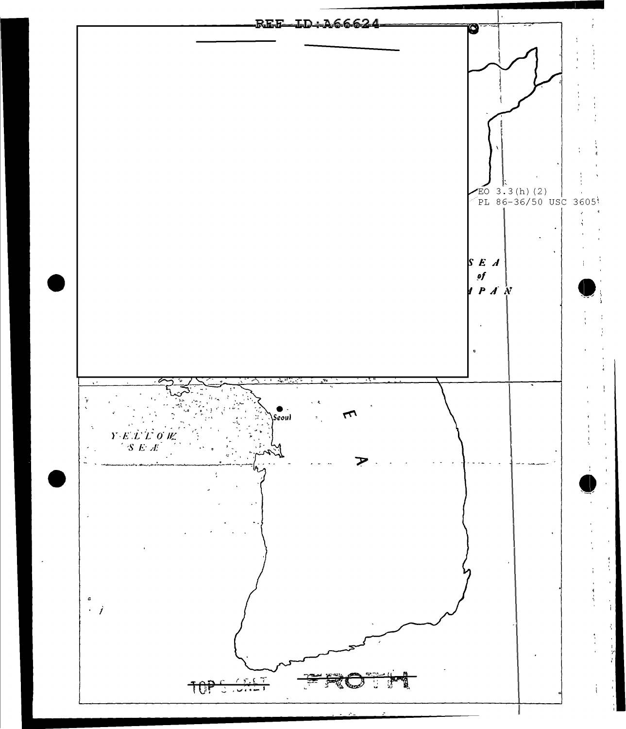REF ID:A66624

EO 3.3(h)(2)
PL 86-36/50 USC 3605

S E A
of
J A P A N

Seoul

Y E L L O W
S E A

E
A

TOP SECRET FROTH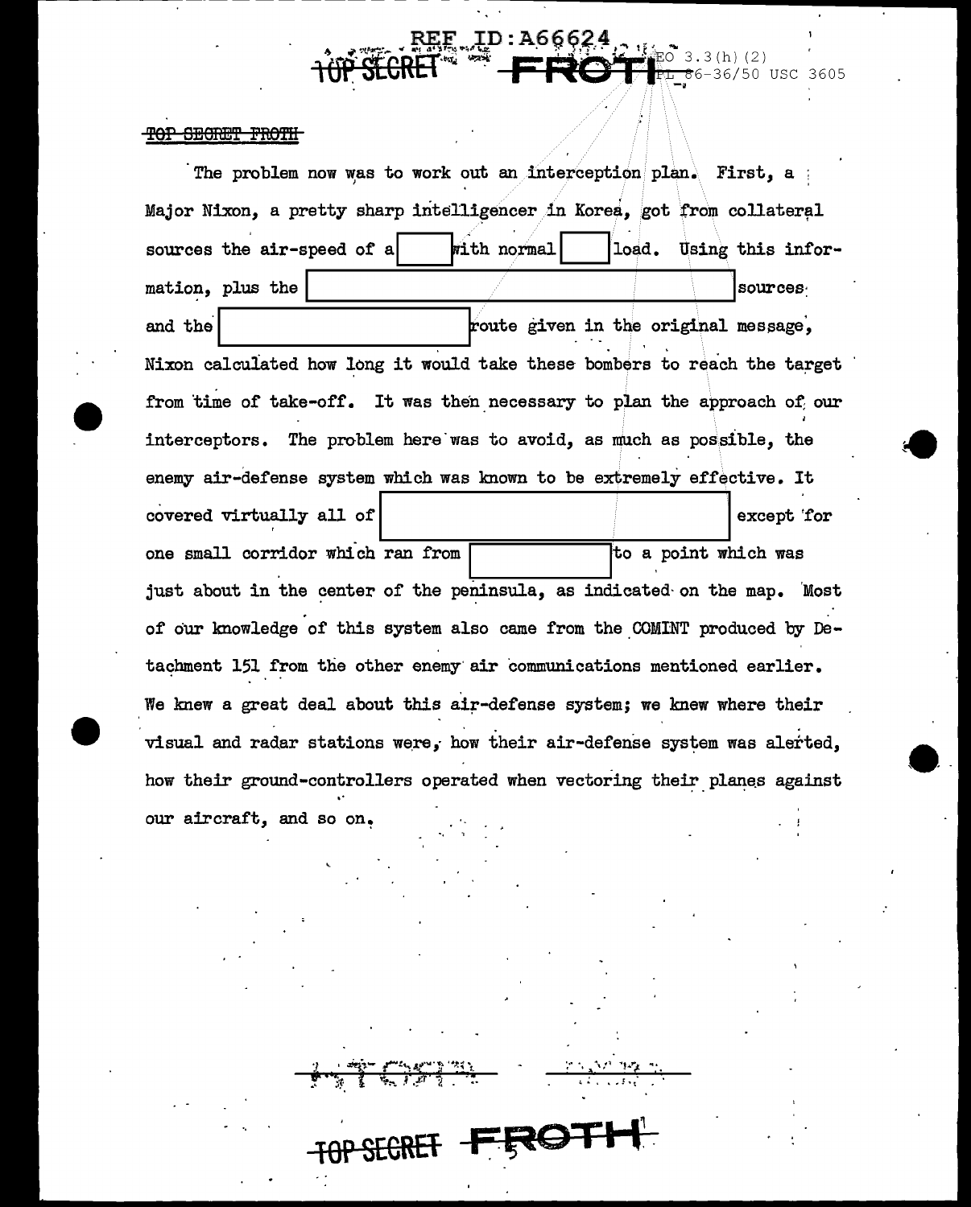TOP SECRET FROTH

The problem now was to work out an interception plan. First, a Major Nixon, a pretty sharp intelligencer in Korea, got from collateral sources the air-speed of a [ ] with normal [ ] load. Using this information, plus the [ ] sources and the [ ] route given in the original message, Nixon calculated how long it would take these bombers to reach the target from time of take-off. It was then necessary to plan the approach of our interceptors. The problem here was to avoid, as much as possible, the enemy air-defense system which was known to be extremely effective. It covered virtually all of [ ] except for one small corridor which ran from [ ] to a point which was just about in the center of the peninsula, as indicated on the map. Most of our knowledge of this system also came from the COMINT produced by Detachment 151 from the other enemy air communications mentioned earlier. We knew a great deal about this air-defense system; we knew where their visual and radar stations were, how their air-defense system was alerted, how their ground-controllers operated when vectoring their planes against our aircraft, and so on.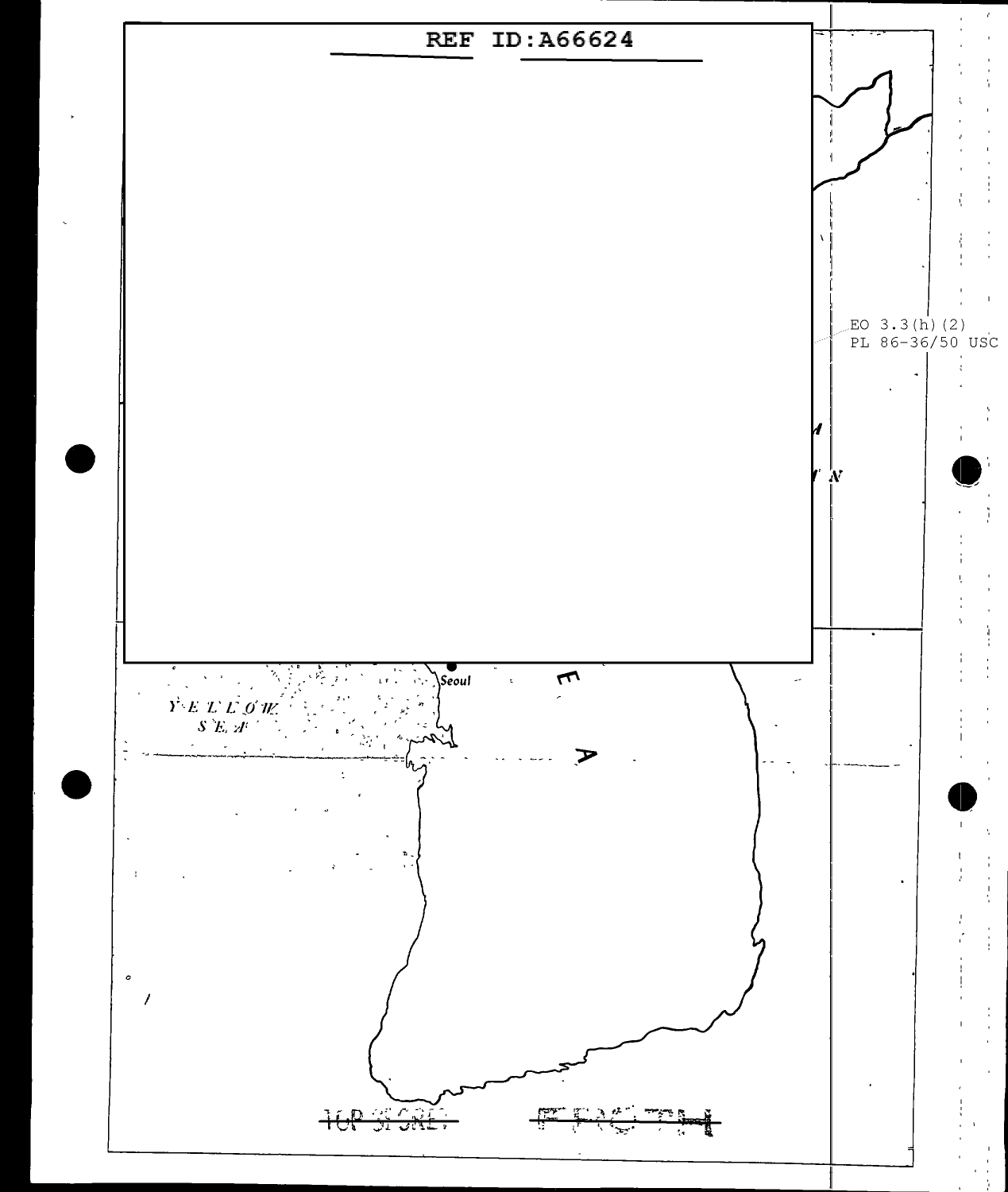REF ID:A66624

EO 3.3(h)(2)
PL 86-36/50 USC

Seoul

YELLOW
SEA

E

A

TOP SECRET

FROTH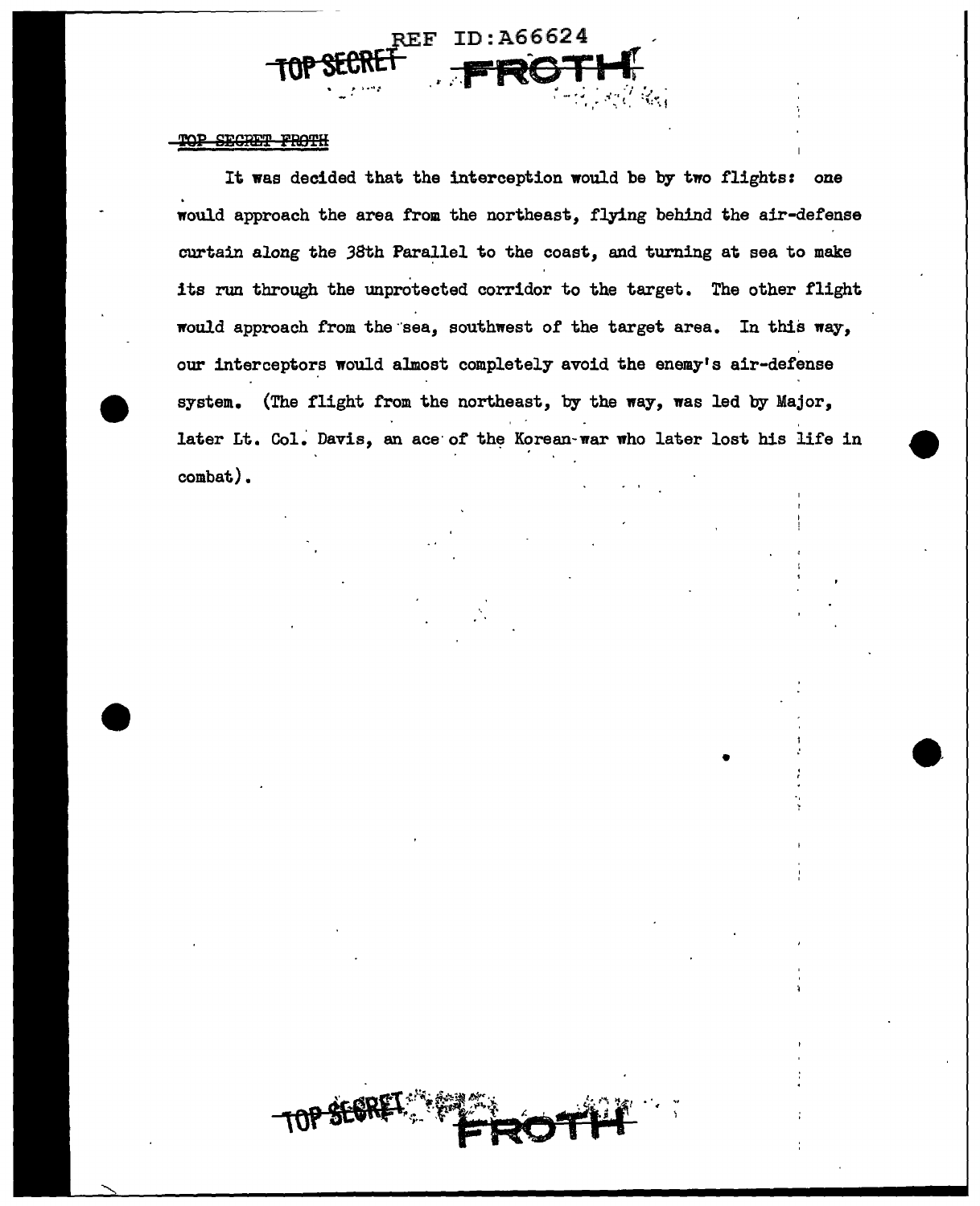TOP SECRET FROTH

It was decided that the interception would be by two flights: one would approach the area from the northeast, flying behind the air-defense curtain along the 38th Parallel to the coast, and turning at sea to make its run through the unprotected corridor to the target. The other flight would approach from the sea, southwest of the target area. In this way, our interceptors would almost completely avoid the enemy's air-defense system. (The flight from the northeast, by the way, was led by Major, later Lt. Col. Davis, an ace of the Korean-war who later lost his life in combat).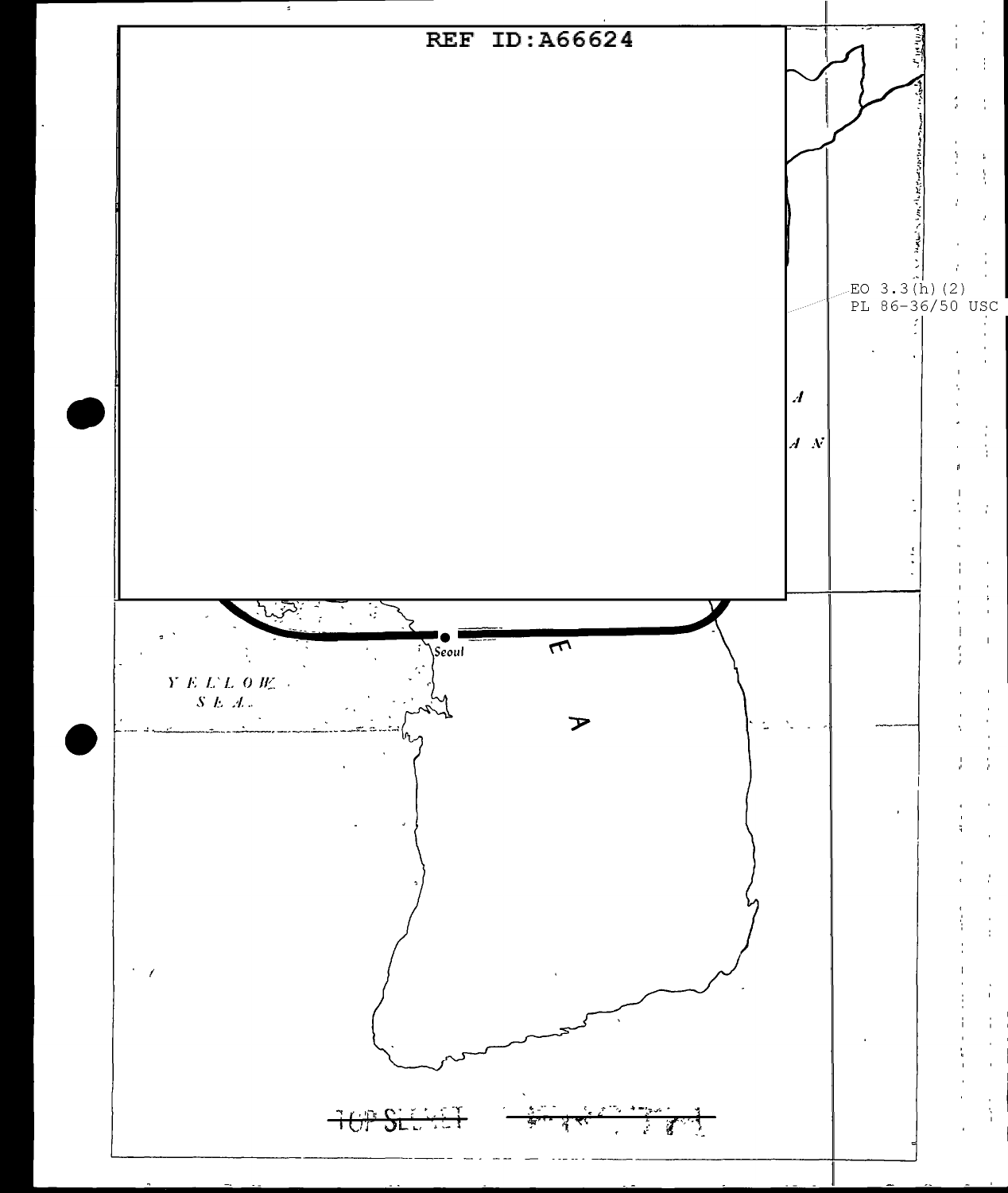REF ID:A66624

EO 3.3(h)(2)
PL 86-36/50 USC

Seoul

YELLOW SEA

KOREA

TOP SECRET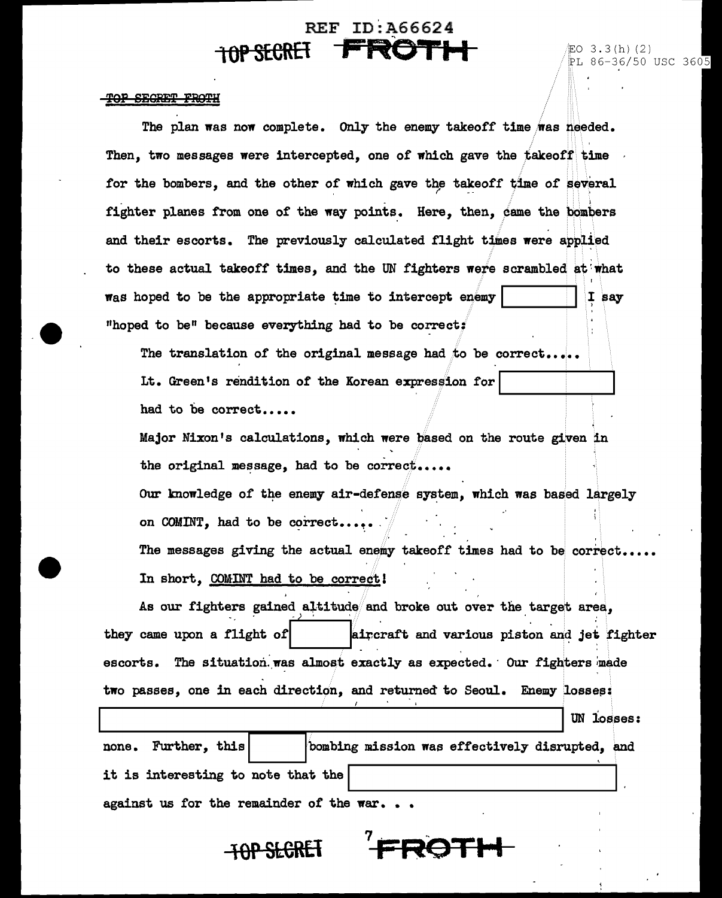TOP SECRET FROTH

The plan was now complete. Only the enemy takeoff time was needed. Then, two messages were intercepted, one of which gave the takeoff time for the bombers, and the other of which gave the takeoff time of several fighter planes from one of the way points. Here, then, came the bombers and their escorts. The previously calculated flight times were applied to these actual takeoff times, and the UN fighters were scrambled at what was hoped to be the appropriate time to intercept enemy [redacted] I say "hoped to be" because everything had to be correct:

The translation of the original message had to be correct.....

Lt. Green's rendition of the Korean expression for [redacted] had to be correct.....

Major Nixon's calculations, which were based on the route given in the original message, had to be correct.....

Our knowledge of the enemy air-defense system, which was based largely on COMINT, had to be correct.....

The messages giving the actual enemy takeoff times had to be correct.....

In short, COMINT had to be correct!

As our fighters gained altitude and broke out over the target area, they came upon a flight of [redacted] aircraft and various piston and jet fighter escorts. The situation was almost exactly as expected. Our fighters made two passes, one in each direction, and returned to Seoul. Enemy losses: [redacted] UN losses: none. Further, this [redacted] bombing mission was effectively disrupted, and it is interesting to note that the [redacted] against us for the remainder of the war. . .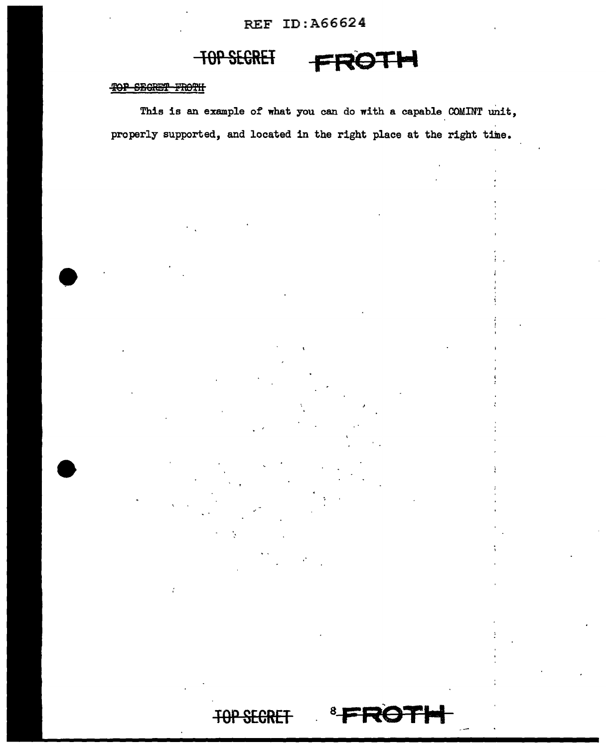~~TOP SECRET FROTH~~

This is an example of what you can do with a capable COMINT unit, properly supported, and located in the right place at the right time.